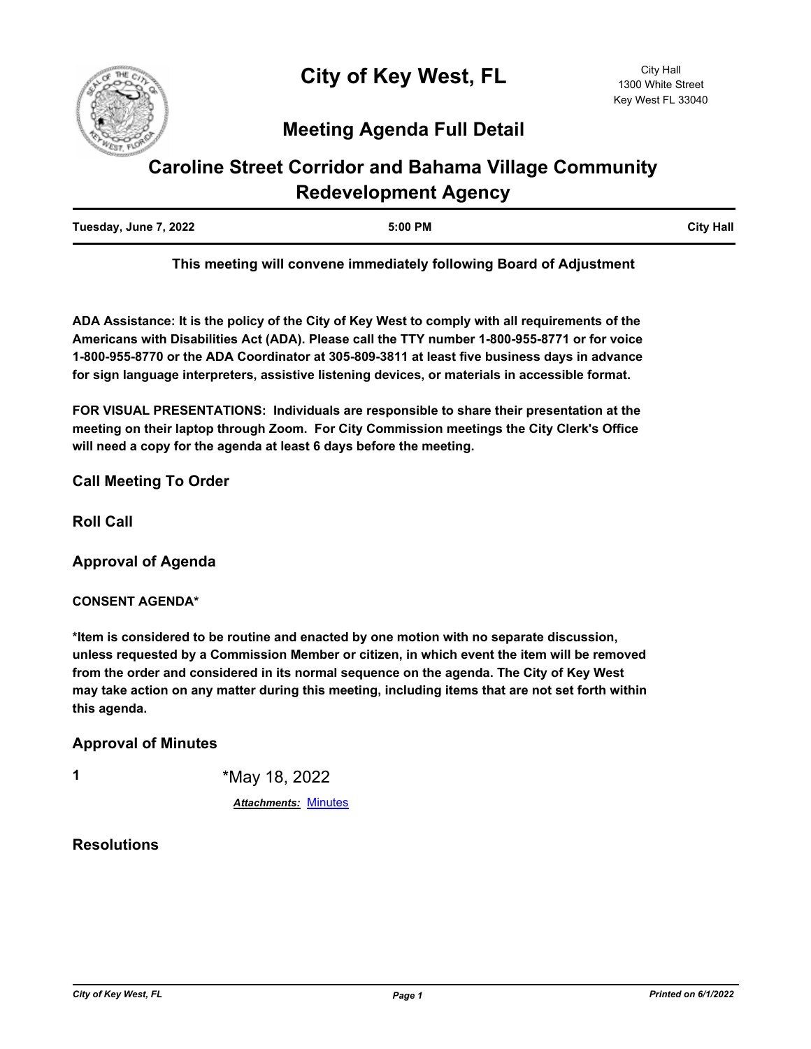# City of Key West, FL

City Hall
1300 White Street
Key West FL 33040

## Meeting Agenda Full Detail

# Caroline Street Corridor and Bahama Village Community Redevelopment Agency

| Tuesday, June 7, 2022 | 5:00 PM | City Hall |
|---|---|---|

**This meeting will convene immediately following Board of Adjustment**

**ADA Assistance: It is the policy of the City of Key West to comply with all requirements of the Americans with Disabilities Act (ADA). Please call the TTY number 1-800-955-8771 or for voice 1-800-955-8770 or the ADA Coordinator at 305-809-3811 at least five business days in advance for sign language interpreters, assistive listening devices, or materials in accessible format.**

**FOR VISUAL PRESENTATIONS: Individuals are responsible to share their presentation at the meeting on their laptop through Zoom. For City Commission meetings the City Clerk's Office will need a copy for the agenda at least 6 days before the meeting.**

### Call Meeting To Order

### Roll Call

### Approval of Agenda

**CONSENT AGENDA***

***Item is considered to be routine and enacted by one motion with no separate discussion, unless requested by a Commission Member or citizen, in which event the item will be removed from the order and considered in its normal sequence on the agenda. The City of Key West may take action on any matter during this meeting, including items that are not set forth within this agenda.**

### Approval of Minutes

**1** *May 18, 2022

***Attachments:*** Minutes

### Resolutions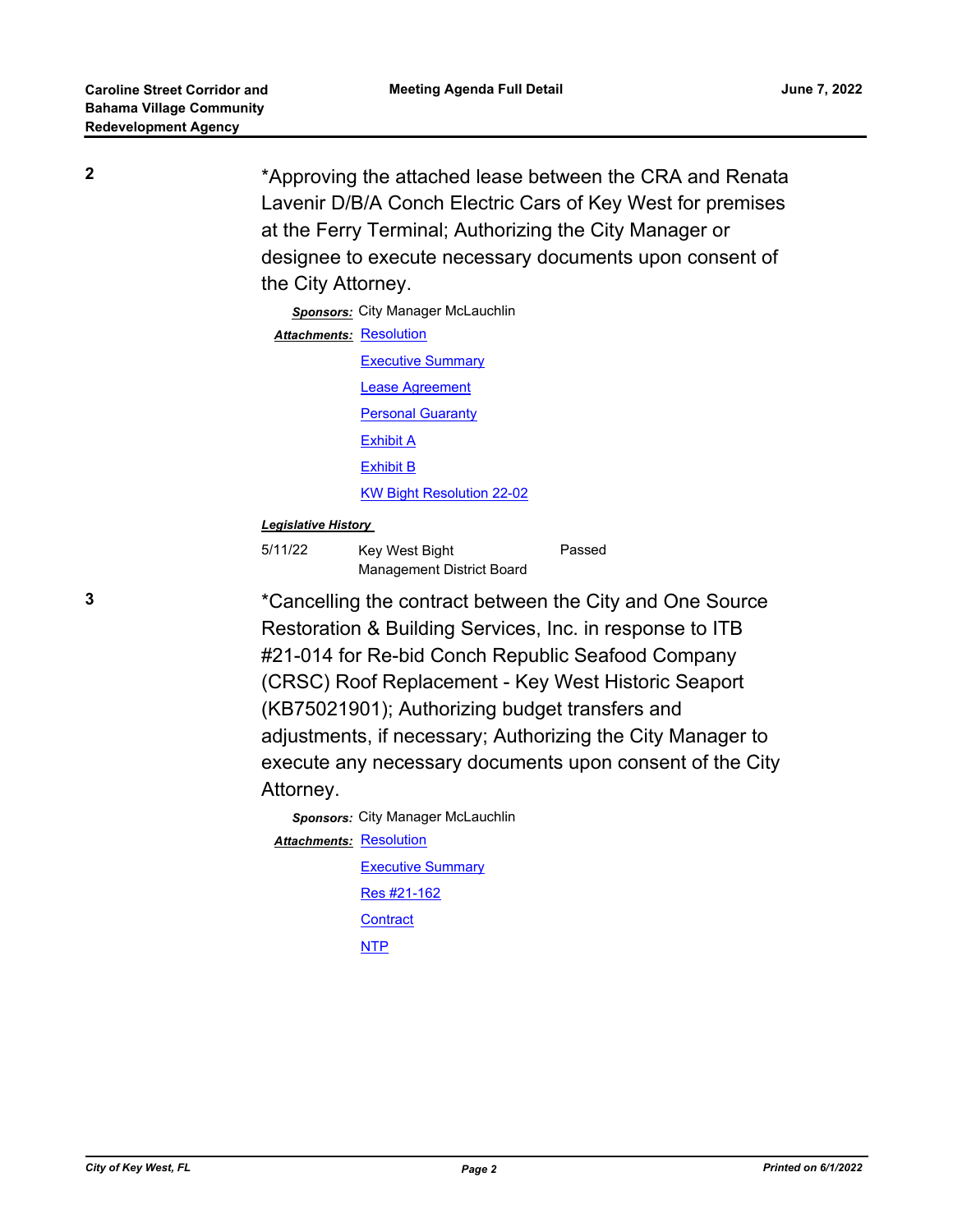**2**

*Approving the attached lease between the CRA and Renata Lavenir D/B/A Conch Electric Cars of Key West for premises at the Ferry Terminal; Authorizing the City Manager or designee to execute necessary documents upon consent of the City Attorney.

***Sponsors:*** City Manager McLauchlin

***Attachments:*** Resolution
Executive Summary
Lease Agreement
Personal Guaranty
Exhibit A
Exhibit B
KW Bight Resolution 22-02

***Legislative History***

| | | |
|---|---|---|
| 5/11/22 | Key West Bight Management District Board | Passed |

**3**

*Cancelling the contract between the City and One Source Restoration & Building Services, Inc. in response to ITB #21-014 for Re-bid Conch Republic Seafood Company (CRSC) Roof Replacement - Key West Historic Seaport (KB75021901); Authorizing budget transfers and adjustments, if necessary; Authorizing the City Manager to execute any necessary documents upon consent of the City Attorney.

***Sponsors:*** City Manager McLauchlin

***Attachments:*** Resolution
Executive Summary
Res #21-162
Contract
NTP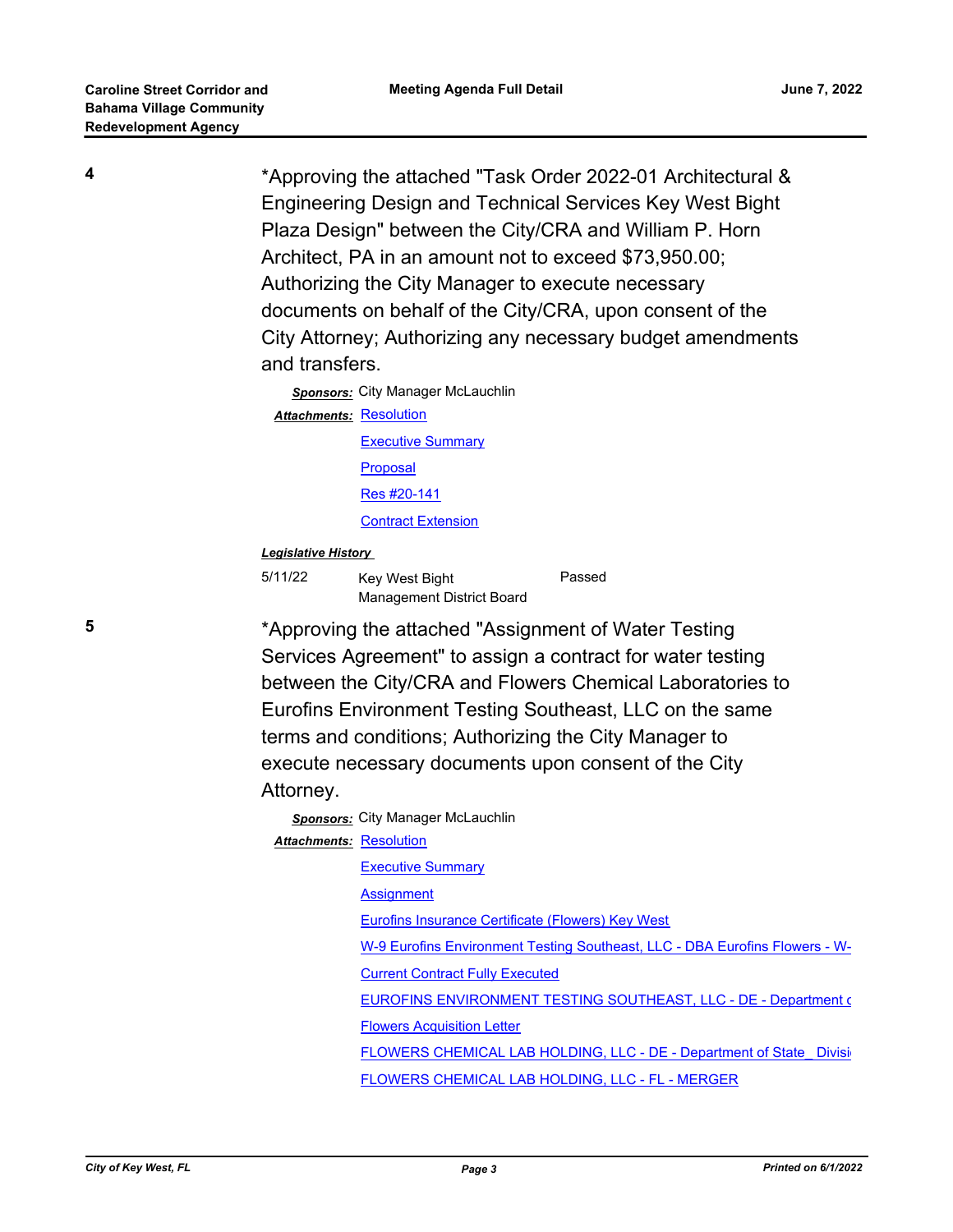**4**

*Approving the attached "Task Order 2022-01 Architectural & Engineering Design and Technical Services Key West Bight Plaza Design" between the City/CRA and William P. Horn Architect, PA in an amount not to exceed $73,950.00; Authorizing the City Manager to execute necessary documents on behalf of the City/CRA, upon consent of the City Attorney; Authorizing any necessary budget amendments and transfers.

***Sponsors:*** City Manager McLauchlin

***Attachments:*** Resolution
Executive Summary
Proposal
Res #20-141
Contract Extension

***Legislative History***

| | | |
|---|---|---|
| 5/11/22 | Key West Bight Management District Board | Passed |

**5**

*Approving the attached "Assignment of Water Testing Services Agreement" to assign a contract for water testing between the City/CRA and Flowers Chemical Laboratories to Eurofins Environment Testing Southeast, LLC on the same terms and conditions; Authorizing the City Manager to execute necessary documents upon consent of the City Attorney.

***Sponsors:*** City Manager McLauchlin

***Attachments:*** Resolution
Executive Summary
Assignment
Eurofins Insurance Certificate (Flowers) Key West
W-9 Eurofins Environment Testing Southeast, LLC - DBA Eurofins Flowers - W-
Current Contract Fully Executed
EUROFINS ENVIRONMENT TESTING SOUTHEAST, LLC - DE - Department c
Flowers Acquisition Letter
FLOWERS CHEMICAL LAB HOLDING, LLC - DE - Department of State_ Divisi
FLOWERS CHEMICAL LAB HOLDING, LLC - FL - MERGER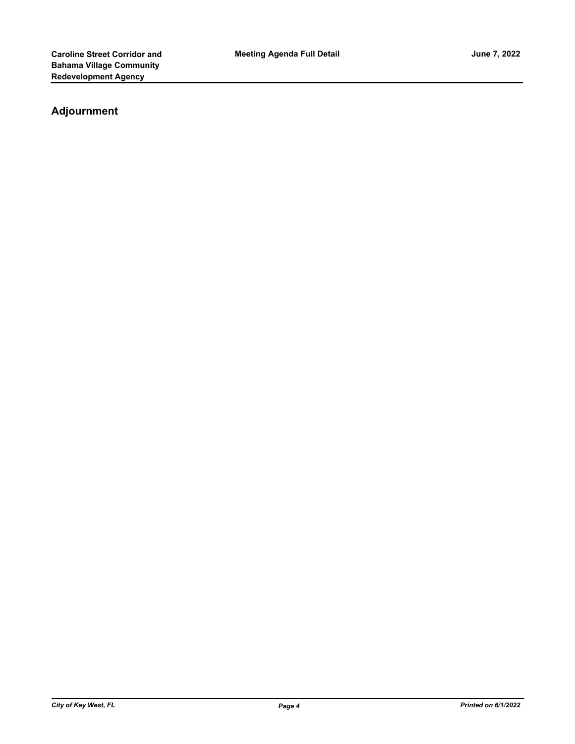## Adjournment